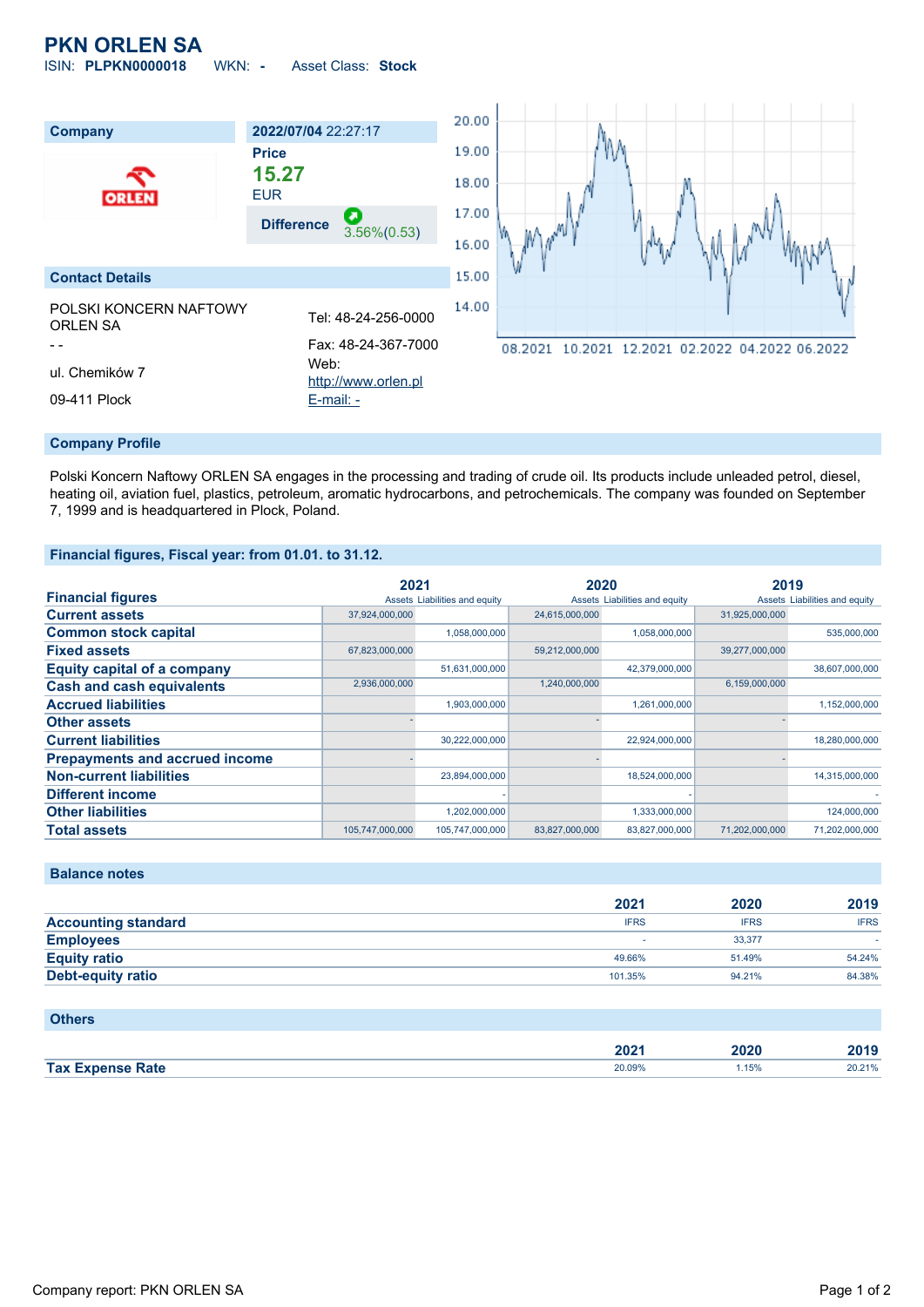# PKN ORLEN SA

ISIN: **PLPKN0000018** WKN: **-** Asset Class: **Stock**

| Company | 2022/07/04 22:27:17 |
|---|---|
| | **Price** |
| | **15.27** |
| | EUR |
| | **Difference** 3.56%(0.53) |

## Contact Details

POLSKI KONCERN NAFTOWY ORLEN SA

- -

ul. Chemików 7

09-411 Plock

Tel: 48-24-256-0000

Fax: 48-24-367-7000

Web: http://www.orlen.pl

E-mail: -

## Company Profile

Polski Koncern Naftowy ORLEN SA engages in the processing and trading of crude oil. Its products include unleaded petrol, diesel, heating oil, aviation fuel, plastics, petroleum, aromatic hydrocarbons, and petrochemicals. The company was founded on September 7, 1999 and is headquartered in Plock, Poland.

## Financial figures, Fiscal year: from 01.01. to 31.12.

| Financial figures | 2021 Assets | 2021 Liabilities and equity | 2020 Assets | 2020 Liabilities and equity | 2019 Assets | 2019 Liabilities and equity |
|---|---|---|---|---|---|---|
| **Current assets** | 37,924,000,000 | | 24,615,000,000 | | 31,925,000,000 | |
| **Common stock capital** | | 1,058,000,000 | | 1,058,000,000 | | 535,000,000 |
| **Fixed assets** | 67,823,000,000 | | 59,212,000,000 | | 39,277,000,000 | |
| **Equity capital of a company** | | 51,631,000,000 | | 42,379,000,000 | | 38,607,000,000 |
| **Cash and cash equivalents** | 2,936,000,000 | | 1,240,000,000 | | 6,159,000,000 | |
| **Accrued liabilities** | | 1,903,000,000 | | 1,261,000,000 | | 1,152,000,000 |
| **Other assets** | - | | - | | - | |
| **Current liabilities** | | 30,222,000,000 | | 22,924,000,000 | | 18,280,000,000 |
| **Prepayments and accrued income** | - | | - | | - | |
| **Non-current liabilities** | | 23,894,000,000 | | 18,524,000,000 | | 14,315,000,000 |
| **Different income** | | - | | - | | - |
| **Other liabilities** | | 1,202,000,000 | | 1,333,000,000 | | 124,000,000 |
| **Total assets** | 105,747,000,000 | 105,747,000,000 | 83,827,000,000 | 83,827,000,000 | 71,202,000,000 | 71,202,000,000 |

## Balance notes

| | 2021 | 2020 | 2019 |
|---|---|---|---|
| **Accounting standard** | IFRS | IFRS | IFRS |
| **Employees** | - | 33,377 | - |
| **Equity ratio** | 49.66% | 51.49% | 54.24% |
| **Debt-equity ratio** | 101.35% | 94.21% | 84.38% |

## Others

| | 2021 | 2020 | 2019 |
|---|---|---|---|
| **Tax Expense Rate** | 20.09% | 1.15% | 20.21% |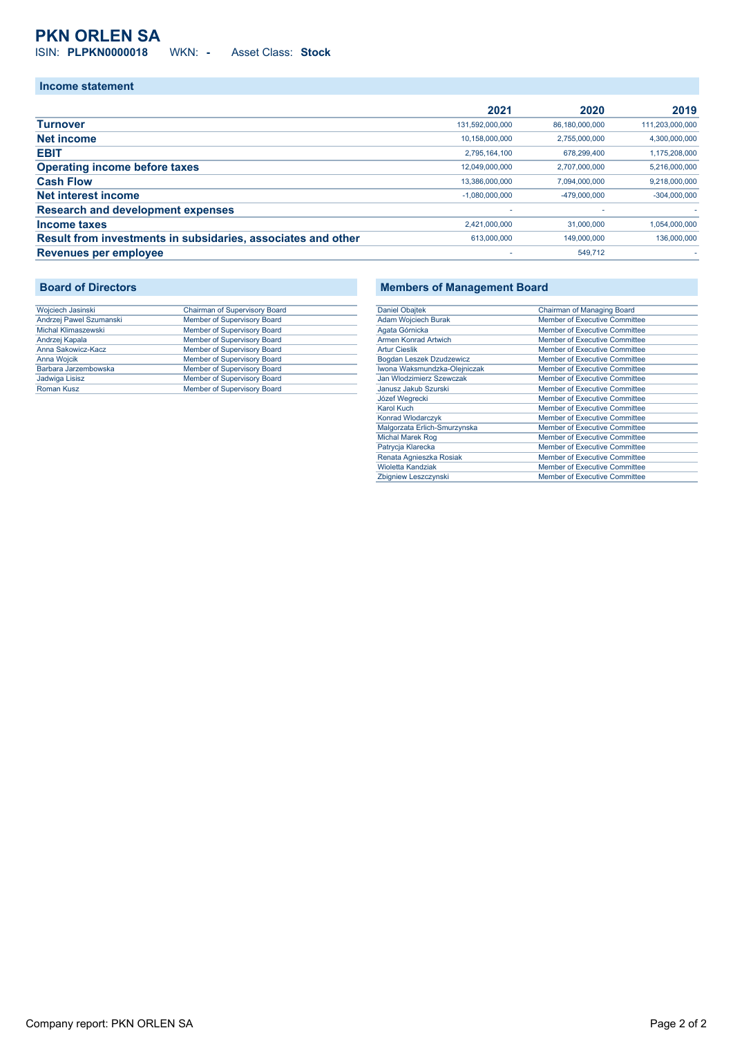# PKN ORLEN SA

ISIN: **PLPKN0000018** WKN: **-** Asset Class: **Stock**

## Income statement

| | 2021 | 2020 | 2019 |
|---|---|---|---|
| **Turnover** | 131,592,000,000 | 86,180,000,000 | 111,203,000,000 |
| **Net income** | 10,158,000,000 | 2,755,000,000 | 4,300,000,000 |
| **EBIT** | 2,795,164,100 | 678,299,400 | 1,175,208,000 |
| **Operating income before taxes** | 12,049,000,000 | 2,707,000,000 | 5,216,000,000 |
| **Cash Flow** | 13,386,000,000 | 7,094,000,000 | 9,218,000,000 |
| **Net interest income** | -1,080,000,000 | -479,000,000 | -304,000,000 |
| **Research and development expenses** | - | - | - |
| **Income taxes** | 2,421,000,000 | 31,000,000 | 1,054,000,000 |
| **Result from investments in subsidaries, associates and other** | 613,000,000 | 149,000,000 | 136,000,000 |
| **Revenues per employee** | - | 549,712 | - |

## Board of Directors

| | |
|---|---|
| Wojciech Jasinski | Chairman of Supervisory Board |
| Andrzej Pawel Szumanski | Member of Supervisory Board |
| Michal Klimaszewski | Member of Supervisory Board |
| Andrzej Kapala | Member of Supervisory Board |
| Anna Sakowicz-Kacz | Member of Supervisory Board |
| Anna Wojcik | Member of Supervisory Board |
| Barbara Jarzembowska | Member of Supervisory Board |
| Jadwiga Lisisz | Member of Supervisory Board |
| Roman Kusz | Member of Supervisory Board |

## Members of Management Board

| | |
|---|---|
| Daniel Obajtek | Chairman of Managing Board |
| Adam Wojciech Burak | Member of Executive Committee |
| Agata Górnicka | Member of Executive Committee |
| Armen Konrad Artwich | Member of Executive Committee |
| Artur Cieslik | Member of Executive Committee |
| Bogdan Leszek Dzudzewicz | Member of Executive Committee |
| Iwona Waksmundzka-Olejniczak | Member of Executive Committee |
| Jan Wlodzimierz Szewczak | Member of Executive Committee |
| Janusz Jakub Szurski | Member of Executive Committee |
| Józef Wegrecki | Member of Executive Committee |
| Karol Kuch | Member of Executive Committee |
| Konrad Wlodarczyk | Member of Executive Committee |
| Malgorzata Erlich-Smurzynska | Member of Executive Committee |
| Michal Marek Rog | Member of Executive Committee |
| Patrycja Klarecka | Member of Executive Committee |
| Renata Agnieszka Rosiak | Member of Executive Committee |
| Wioletta Kandziak | Member of Executive Committee |
| Zbigniew Leszczynski | Member of Executive Committee |